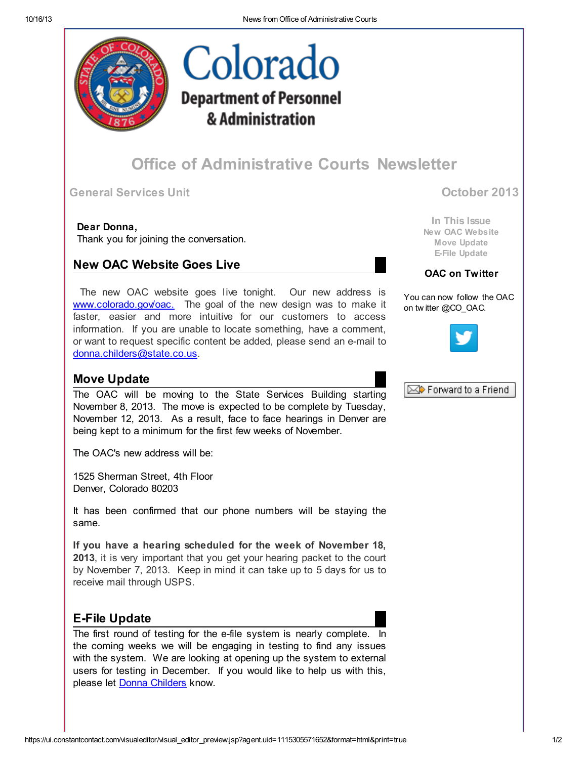# Colorado

**Department of Personnel & Administration**

## Office of Administrative Courts Newsletter

**General Services Unit** — **October 2013**

**Dear Donna,**
Thank you for joining the conversation.

In This Issue
- New OAC Website
- Move Update
- E-File Update

**OAC on Twitter**

You can now follow the OAC on twitter @CO_OAC.

Forward to a Friend

## New OAC Website Goes Live

The new OAC website goes live tonight. Our new address is [www.colorado.gov/oac.](http://www.colorado.gov/oac) The goal of the new design was to make it faster, easier and more intuitive for our customers to access information. If you are unable to locate something, have a comment, or want to request specific content be added, please send an e-mail to [donna.childers@state.co.us](mailto:donna.childers@state.co.us).

## Move Update

The OAC will be moving to the State Services Building starting November 8, 2013. The move is expected to be complete by Tuesday, November 12, 2013. As a result, face to face hearings in Denver are being kept to a minimum for the first few weeks of November.

The OAC's new address will be:

1525 Sherman Street, 4th Floor
Denver, Colorado 80203

It has been confirmed that our phone numbers will be staying the same.

**If you have a hearing scheduled for the week of November 18, 2013**, it is very important that you get your hearing packet to the court by November 7, 2013. Keep in mind it can take up to 5 days for us to receive mail through USPS.

## E-File Update

The first round of testing for the e-file system is nearly complete. In the coming weeks we will be engaging in testing to find any issues with the system. We are looking at opening up the system to external users for testing in December. If you would like to help us with this, please let Donna Childers know.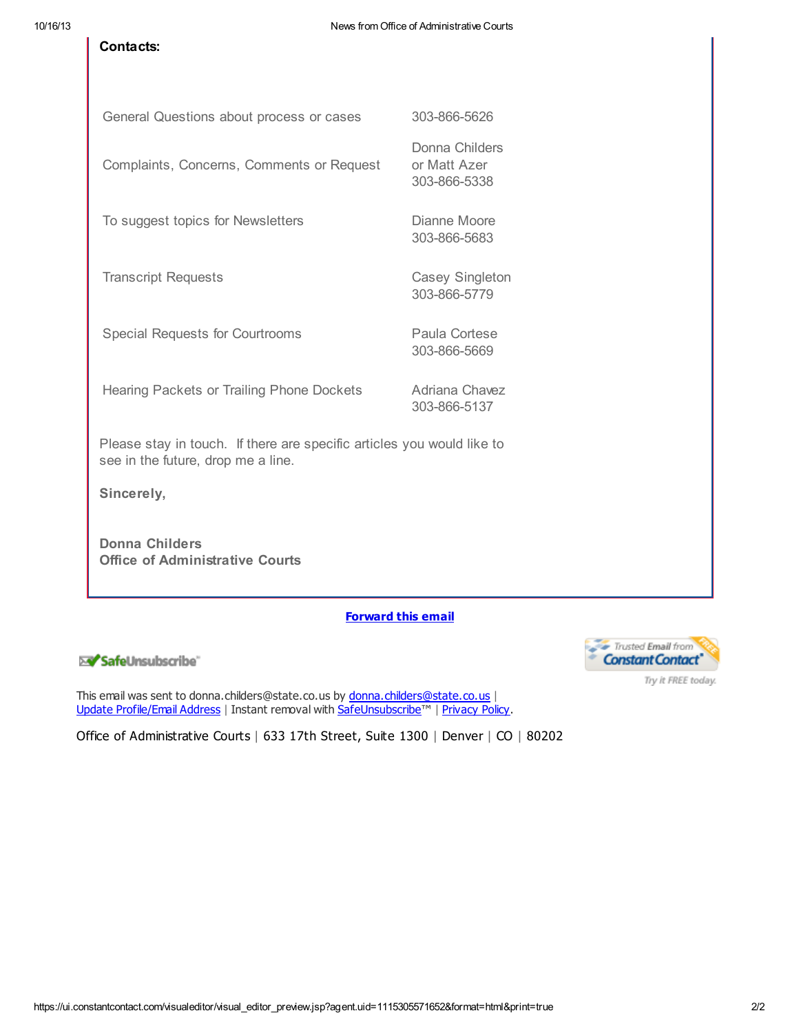**Contacts:**

| | |
|---|---|
| General Questions about process or cases | 303-866-5626 |
| Complaints, Concerns, Comments or Request | Donna Childers or Matt Azer 303-866-5338 |
| To suggest topics for Newsletters | Dianne Moore 303-866-5683 |
| Transcript Requests | Casey Singleton 303-866-5779 |
| Special Requests for Courtrooms | Paula Cortese 303-866-5669 |
| Hearing Packets or Trailing Phone Dockets | Adriana Chavez 303-866-5137 |

Please stay in touch. If there are specific articles you would like to see in the future, drop me a line.

**Sincerely,**

**Donna Childers**
**Office of Administrative Courts**

**Forward this email**

SafeUnsubscribe™

Trusted Email from Constant Contact® FREE
Try it FREE today.

This email was sent to donna.childers@state.co.us by donna.childers@state.co.us | Update Profile/Email Address | Instant removal with SafeUnsubscribe™ | Privacy Policy.

Office of Administrative Courts | 633 17th Street, Suite 1300 | Denver | CO | 80202